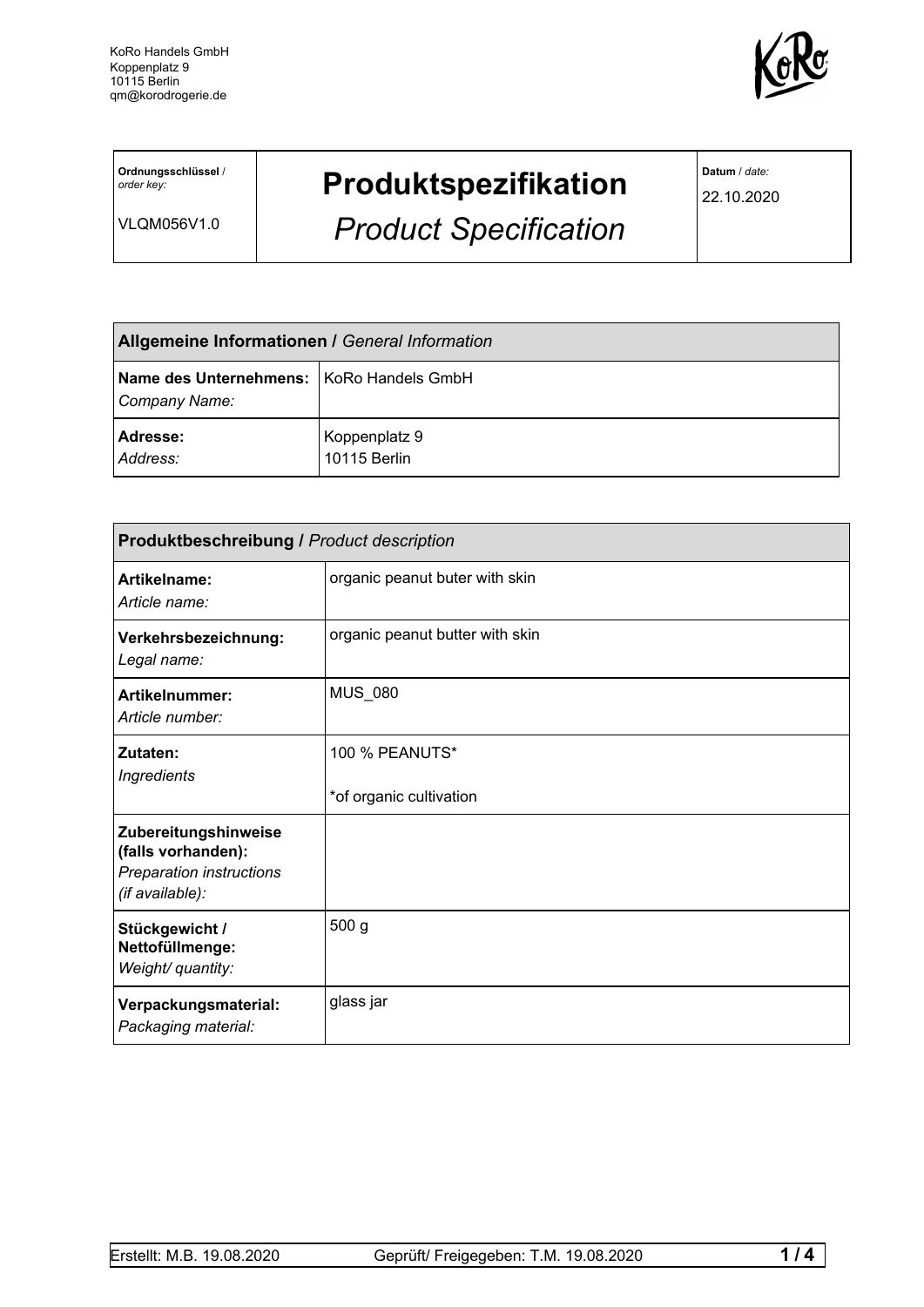KoRo Handels GmbH
Koppenplatz 9
10115 Berlin
qm@korodrogerie.de

| **Ordnungsschlüssel** / *order key:* VLQM056V1.0 | **Produktspezifikation** *Product Specification* | **Datum** / *date:* 22.10.2020 |
|---|---|---|

| **Allgemeine Informationen /** *General Information* | |
|---|---|
| **Name des Unternehmens:** *Company Name:* | KoRo Handels GmbH |
| **Adresse:** *Address:* | Koppenplatz 9 10115 Berlin |

| **Produktbeschreibung /** *Product description* | |
|---|---|
| **Artikelname:** *Article name:* | organic peanut buter with skin |
| **Verkehrsbezeichnung:** *Legal name:* | organic peanut butter with skin |
| **Artikelnummer:** *Article number:* | MUS_080 |
| **Zutaten:** *Ingredients* | 100 % PEANUTS* <br> *of organic cultivation |
| **Zubereitungshinweise (falls vorhanden):** *Preparation instructions (if available):* | |
| **Stückgewicht / Nettofüllmenge:** *Weight/ quantity:* | 500 g |
| **Verpackungsmaterial:** *Packaging material:* | glass jar |

Erstellt: M.B. 19.08.2020 Geprüft/ Freigegeben: T.M. 19.08.2020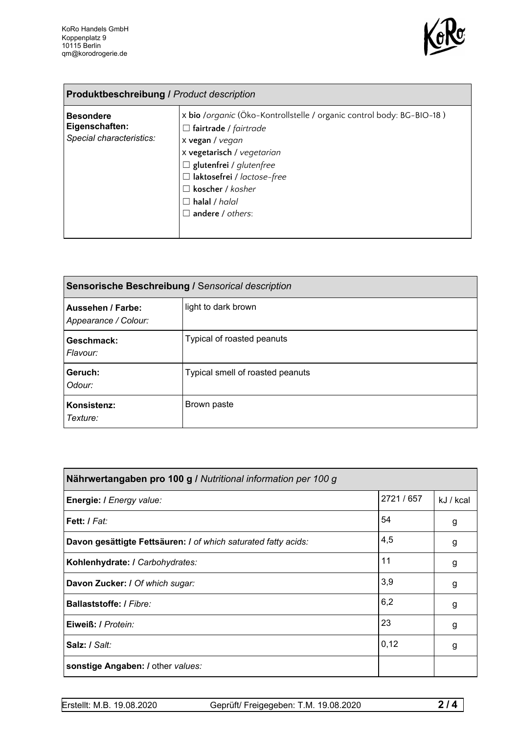KoRo Handels GmbH
Koppenplatz 9
10115 Berlin
qm@korodrogerie.de

| **Produktbeschreibung /** *Product description* | |
|---|---|
| **Besondere Eigenschaften:** *Special characteristics:* | x **bio** /*organic* (Öko-Kontrollstelle / organic control body: BG-BIO-18 )<br>☐ **fairtrade** / *fairtrade*<br>x **vegan** / *vegan*<br>x **vegetarisch** / *vegetarian*<br>☐ **glutenfrei** / *glutenfree*<br>☐ **laktosefrei** / *lactose-free*<br>☐ **koscher** / *kosher*<br>☐ **halal** / *halal*<br>☐ **andere** / *others*: |

| **Sensorische Beschreibung /** *Sensorical description* | |
|---|---|
| **Aussehen / Farbe:** *Appearance / Colour:* | light to dark brown |
| **Geschmack:** *Flavour:* | Typical of roasted peanuts |
| **Geruch:** *Odour:* | Typical smell of roasted peanuts |
| **Konsistenz:** *Texture:* | Brown paste |

| **Nährwertangaben pro 100 g /** *Nutritional information per 100 g* | | |
|---|---|---|
| **Energie: /** *Energy value:* | 2721 / 657 | kJ / kcal |
| **Fett: /** *Fat:* | 54 | g |
| **Davon gesättigte Fettsäuren: /** *of which saturated fatty acids:* | 4,5 | g |
| **Kohlenhydrate: /** *Carbohydrates:* | 11 | g |
| **Davon Zucker: /** *Of which sugar:* | 3,9 | g |
| **Ballaststoffe: /** *Fibre:* | 6,2 | g |
| **Eiweiß: /** *Protein:* | 23 | g |
| **Salz: /** *Salt:* | 0,12 | g |
| **sonstige Angaben: /** other *values:* | | |

Erstellt: M.B. 19.08.2020 Geprüft/ Freigegeben: T.M. 19.08.2020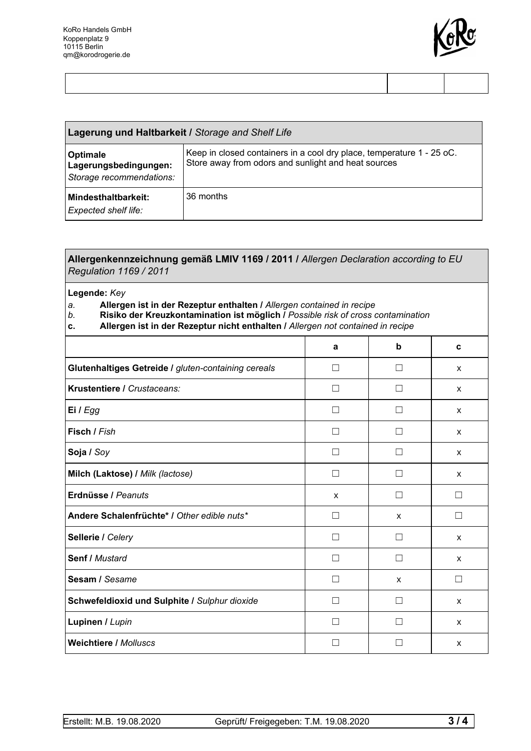KoRo Handels GmbH
Koppenplatz 9
10115 Berlin
qm@korodrogerie.de

| | | |
|---|---|---|
| | | |

| **Lagerung und Haltbarkeit /** *Storage and Shelf Life* | |
|---|---|
| **Optimale Lagerungsbedingungen:** *Storage recommendations:* | Keep in closed containers in a cool dry place, temperature 1 - 25 oC. Store away from odors and sunlight and heat sources |
| **Mindesthaltbarkeit:** *Expected shelf life:* | 36 months |

**Allergenkennzeichnung gemäß LMIV 1169 / 2011 /** *Allergen Declaration according to EU Regulation 1169 / 2011*

**Legende:** *Key*

*a.* **Allergen ist in der Rezeptur enthalten /** *Allergen contained in recipe*
*b.* **Risiko der Kreuzkontamination ist möglich /** *Possible risk of cross contamination*
**c.** **Allergen ist in der Rezeptur nicht enthalten /** *Allergen not contained in recipe*

| | a | b | c |
|---|---|---|---|
| **Glutenhaltiges Getreide /** *gluten-containing cereals* | ☐ | ☐ | x |
| **Krustentiere /** *Crustaceans:* | ☐ | ☐ | x |
| **Ei /** *Egg* | ☐ | ☐ | x |
| **Fisch /** *Fish* | ☐ | ☐ | x |
| **Soja /** *Soy* | ☐ | ☐ | x |
| **Milch (Laktose) /** *Milk (lactose)* | ☐ | ☐ | x |
| **Erdnüsse /** *Peanuts* | x | ☐ | ☐ |
| **Andere Schalenfrüchte* /** *Other edible nuts** | ☐ | x | ☐ |
| **Sellerie /** *Celery* | ☐ | ☐ | x |
| **Senf /** *Mustard* | ☐ | ☐ | x |
| **Sesam /** *Sesame* | ☐ | x | ☐ |
| **Schwefeldioxid und Sulphite /** *Sulphur dioxide* | ☐ | ☐ | x |
| **Lupinen /** *Lupin* | ☐ | ☐ | x |
| **Weichtiere /** *Molluscs* | ☐ | ☐ | x |

Erstellt: M.B. 19.08.2020 Geprüft/ Freigegeben: T.M. 19.08.2020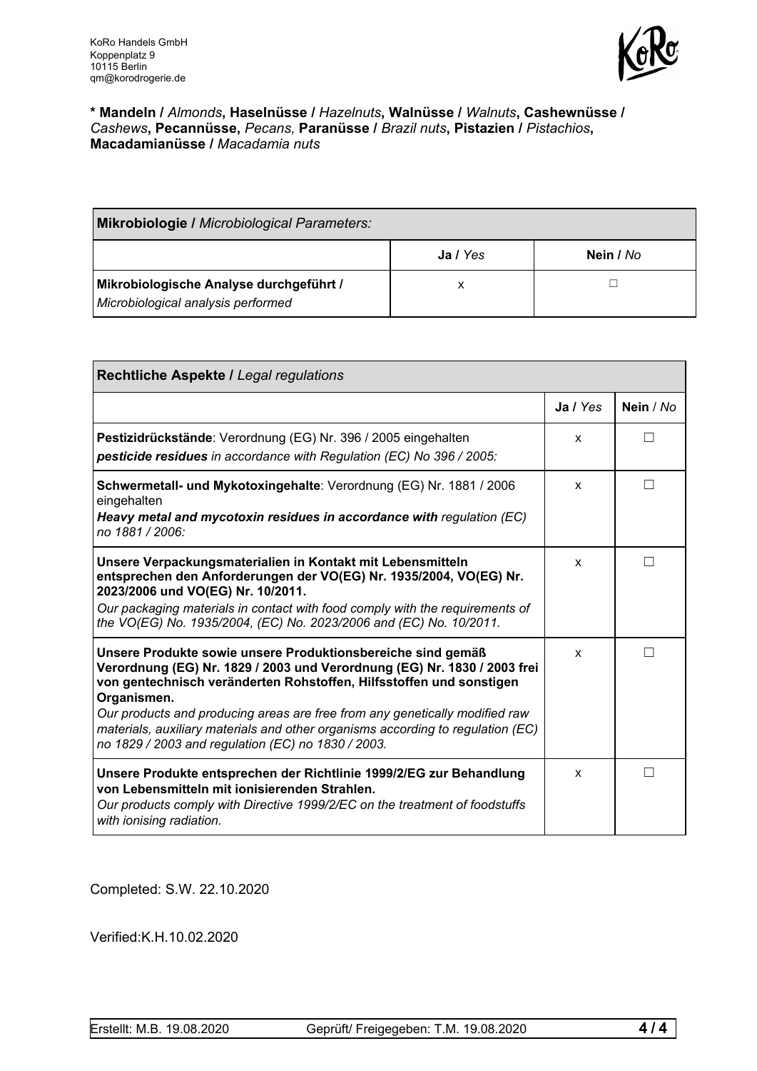**\* Mandeln /** *Almonds*, **Haselnüsse /** *Hazelnuts*, **Walnüsse /** *Walnuts*, **Cashewnüsse /** *Cashews*, **Pecannüsse,** *Pecans,* **Paranüsse /** *Brazil nuts*, **Pistazien /** *Pistachios*, **Macadamianüsse /** *Macadamia nuts*

| **Mikrobiologie /** *Microbiological Parameters:* | | |
|---|---|---|
| | **Ja /** *Yes* | **Nein /** *No* |
| **Mikrobiologische Analyse durchgeführt /** *Microbiological analysis performed* | x | ☐ |

| **Rechtliche Aspekte /** *Legal regulations* | | |
|---|---|---|
| | **Ja /** *Yes* | **Nein** / *No* |
| **Pestizidrückstände**: Verordnung (EG) Nr. 396 / 2005 eingehalten ***pesticide residues*** *in accordance with Regulation (EC) No 396 / 2005:* | x | ☐ |
| **Schwermetall- und Mykotoxingehalte**: Verordnung (EG) Nr. 1881 / 2006 eingehalten ***Heavy metal and mycotoxin residues in accordance with*** *regulation (EC) no 1881 / 2006:* | x | ☐ |
| **Unsere Verpackungsmaterialien in Kontakt mit Lebensmitteln entsprechen den Anforderungen der VO(EG) Nr. 1935/2004, VO(EG) Nr. 2023/2006 und VO(EG) Nr. 10/2011.** *Our packaging materials in contact with food comply with the requirements of the VO(EG) No. 1935/2004, (EC) No. 2023/2006 and (EC) No. 10/2011.* | x | ☐ |
| **Unsere Produkte sowie unsere Produktionsbereiche sind gemäß Verordnung (EG) Nr. 1829 / 2003 und Verordnung (EG) Nr. 1830 / 2003 frei von gentechnisch veränderten Rohstoffen, Hilfsstoffen und sonstigen Organismen.** *Our products and producing areas are free from any genetically modified raw materials, auxiliary materials and other organisms according to regulation (EC) no 1829 / 2003 and regulation (EC) no 1830 / 2003.* | x | ☐ |
| **Unsere Produkte entsprechen der Richtlinie 1999/2/EG zur Behandlung von Lebensmitteln mit ionisierenden Strahlen.** *Our products comply with Directive 1999/2/EC on the treatment of foodstuffs with ionising radiation.* | x | ☐ |

Completed: S.W. 22.10.2020

Verified:K.H.10.02.2020